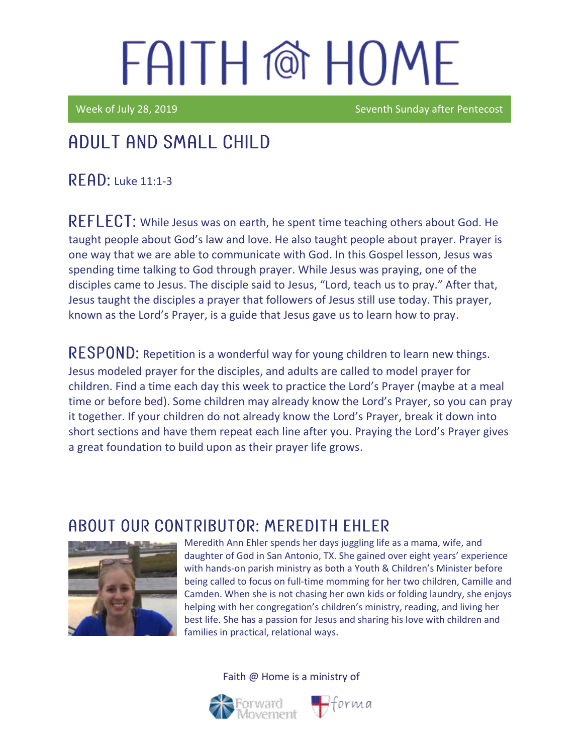# FAITH @ HOME

Week of July 28, 2019 Seventh Sunday after Pentecost

## ADULT AND SMALL CHILD

**READ:** Luke 11:1-3

**REFLECT:** While Jesus was on earth, he spent time teaching others about God. He taught people about God's law and love. He also taught people about prayer. Prayer is one way that we are able to communicate with God. In this Gospel lesson, Jesus was spending time talking to God through prayer. While Jesus was praying, one of the disciples came to Jesus. The disciple said to Jesus, "Lord, teach us to pray." After that, Jesus taught the disciples a prayer that followers of Jesus still use today. This prayer, known as the Lord's Prayer, is a guide that Jesus gave us to learn how to pray.

**RESPOND:** Repetition is a wonderful way for young children to learn new things. Jesus modeled prayer for the disciples, and adults are called to model prayer for children. Find a time each day this week to practice the Lord's Prayer (maybe at a meal time or before bed). Some children may already know the Lord's Prayer, so you can pray it together. If your children do not already know the Lord's Prayer, break it down into short sections and have them repeat each line after you. Praying the Lord's Prayer gives a great foundation to build upon as their prayer life grows.

## ABOUT OUR CONTRIBUTOR: MEREDITH EHLER

Meredith Ann Ehler spends her days juggling life as a mama, wife, and daughter of God in San Antonio, TX. She gained over eight years' experience with hands-on parish ministry as both a Youth & Children's Minister before being called to focus on full-time momming for her two children, Camille and Camden. When she is not chasing her own kids or folding laundry, she enjoys helping with her congregation's children's ministry, reading, and living her best life. She has a passion for Jesus and sharing his love with children and families in practical, relational ways.

Faith @ Home is a ministry of

Forward Movement forma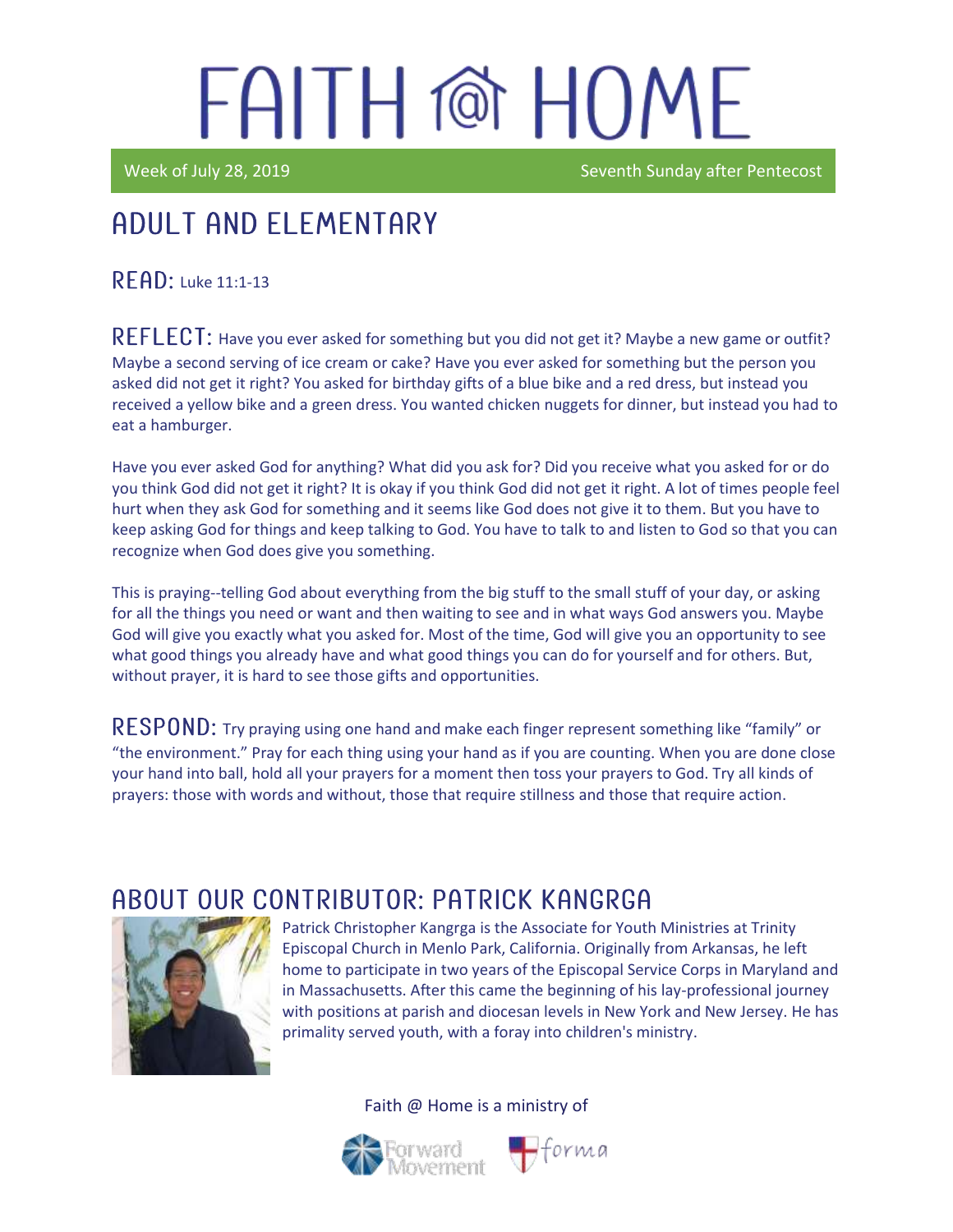# FAITH @ HOME

Week of July 28, 2019 Seventh Sunday after Pentecost

## ADULT AND ELEMENTARY

**READ:** Luke 11:1-13

**REFLECT:** Have you ever asked for something but you did not get it? Maybe a new game or outfit? Maybe a second serving of ice cream or cake? Have you ever asked for something but the person you asked did not get it right? You asked for birthday gifts of a blue bike and a red dress, but instead you received a yellow bike and a green dress. You wanted chicken nuggets for dinner, but instead you had to eat a hamburger.

Have you ever asked God for anything? What did you ask for? Did you receive what you asked for or do you think God did not get it right? It is okay if you think God did not get it right. A lot of times people feel hurt when they ask God for something and it seems like God does not give it to them. But you have to keep asking God for things and keep talking to God. You have to talk to and listen to God so that you can recognize when God does give you something.

This is praying--telling God about everything from the big stuff to the small stuff of your day, or asking for all the things you need or want and then waiting to see and in what ways God answers you. Maybe God will give you exactly what you asked for. Most of the time, God will give you an opportunity to see what good things you already have and what good things you can do for yourself and for others. But, without prayer, it is hard to see those gifts and opportunities.

**RESPOND:** Try praying using one hand and make each finger represent something like "family" or "the environment." Pray for each thing using your hand as if you are counting. When you are done close your hand into ball, hold all your prayers for a moment then toss your prayers to God. Try all kinds of prayers: those with words and without, those that require stillness and those that require action.

## ABOUT OUR CONTRIBUTOR: PATRICK KANGRGA

Patrick Christopher Kangrga is the Associate for Youth Ministries at Trinity Episcopal Church in Menlo Park, California. Originally from Arkansas, he left home to participate in two years of the Episcopal Service Corps in Maryland and in Massachusetts. After this came the beginning of his lay-professional journey with positions at parish and diocesan levels in New York and New Jersey. He has primality served youth, with a foray into children's ministry.

Faith @ Home is a ministry of Forward Movement and forma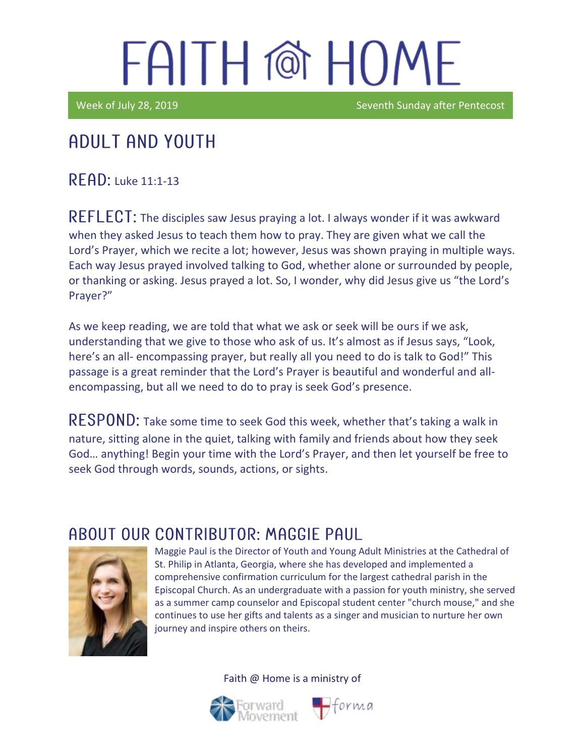# FAITH @ HOME

Week of July 28, 2019 Seventh Sunday after Pentecost

## ADULT AND YOUTH

**READ:** Luke 11:1-13

**REFLECT:** The disciples saw Jesus praying a lot. I always wonder if it was awkward when they asked Jesus to teach them how to pray. They are given what we call the Lord's Prayer, which we recite a lot; however, Jesus was shown praying in multiple ways. Each way Jesus prayed involved talking to God, whether alone or surrounded by people, or thanking or asking. Jesus prayed a lot. So, I wonder, why did Jesus give us "the Lord's Prayer?"

As we keep reading, we are told that what we ask or seek will be ours if we ask, understanding that we give to those who ask of us. It's almost as if Jesus says, "Look, here's an all- encompassing prayer, but really all you need to do is talk to God!" This passage is a great reminder that the Lord's Prayer is beautiful and wonderful and all-encompassing, but all we need to do to pray is seek God's presence.

**RESPOND:** Take some time to seek God this week, whether that's taking a walk in nature, sitting alone in the quiet, talking with family and friends about how they seek God… anything! Begin your time with the Lord's Prayer, and then let yourself be free to seek God through words, sounds, actions, or sights.

## ABOUT OUR CONTRIBUTOR: MAGGIE PAUL

Maggie Paul is the Director of Youth and Young Adult Ministries at the Cathedral of St. Philip in Atlanta, Georgia, where she has developed and implemented a comprehensive confirmation curriculum for the largest cathedral parish in the Episcopal Church. As an undergraduate with a passion for youth ministry, she served as a summer camp counselor and Episcopal student center "church mouse," and she continues to use her gifts and talents as a singer and musician to nurture her own journey and inspire others on theirs.

Faith @ Home is a ministry of

Forward Movement forma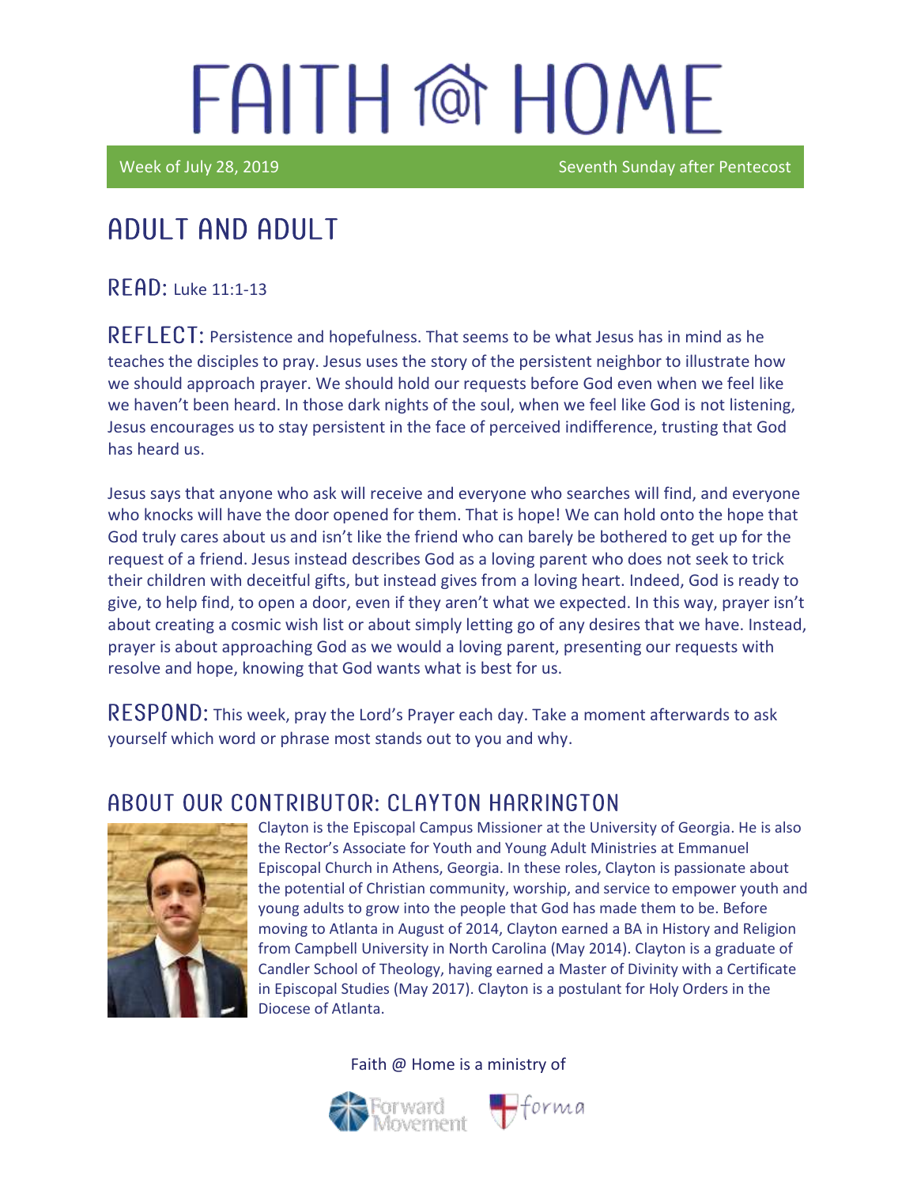# FAITH @ HOME

Week of July 28, 2019 Seventh Sunday after Pentecost

## ADULT AND ADULT

**READ:** Luke 11:1-13

**REFLECT:** Persistence and hopefulness. That seems to be what Jesus has in mind as he teaches the disciples to pray. Jesus uses the story of the persistent neighbor to illustrate how we should approach prayer. We should hold our requests before God even when we feel like we haven't been heard. In those dark nights of the soul, when we feel like God is not listening, Jesus encourages us to stay persistent in the face of perceived indifference, trusting that God has heard us.

Jesus says that anyone who ask will receive and everyone who searches will find, and everyone who knocks will have the door opened for them. That is hope! We can hold onto the hope that God truly cares about us and isn't like the friend who can barely be bothered to get up for the request of a friend. Jesus instead describes God as a loving parent who does not seek to trick their children with deceitful gifts, but instead gives from a loving heart. Indeed, God is ready to give, to help find, to open a door, even if they aren't what we expected. In this way, prayer isn't about creating a cosmic wish list or about simply letting go of any desires that we have. Instead, prayer is about approaching God as we would a loving parent, presenting our requests with resolve and hope, knowing that God wants what is best for us.

**RESPOND:** This week, pray the Lord's Prayer each day. Take a moment afterwards to ask yourself which word or phrase most stands out to you and why.

## ABOUT OUR CONTRIBUTOR: CLAYTON HARRINGTON

Clayton is the Episcopal Campus Missioner at the University of Georgia. He is also the Rector's Associate for Youth and Young Adult Ministries at Emmanuel Episcopal Church in Athens, Georgia. In these roles, Clayton is passionate about the potential of Christian community, worship, and service to empower youth and young adults to grow into the people that God has made them to be. Before moving to Atlanta in August of 2014, Clayton earned a BA in History and Religion from Campbell University in North Carolina (May 2014). Clayton is a graduate of Candler School of Theology, having earned a Master of Divinity with a Certificate in Episcopal Studies (May 2017). Clayton is a postulant for Holy Orders in the Diocese of Atlanta.

Faith @ Home is a ministry of

Forward Movement forma